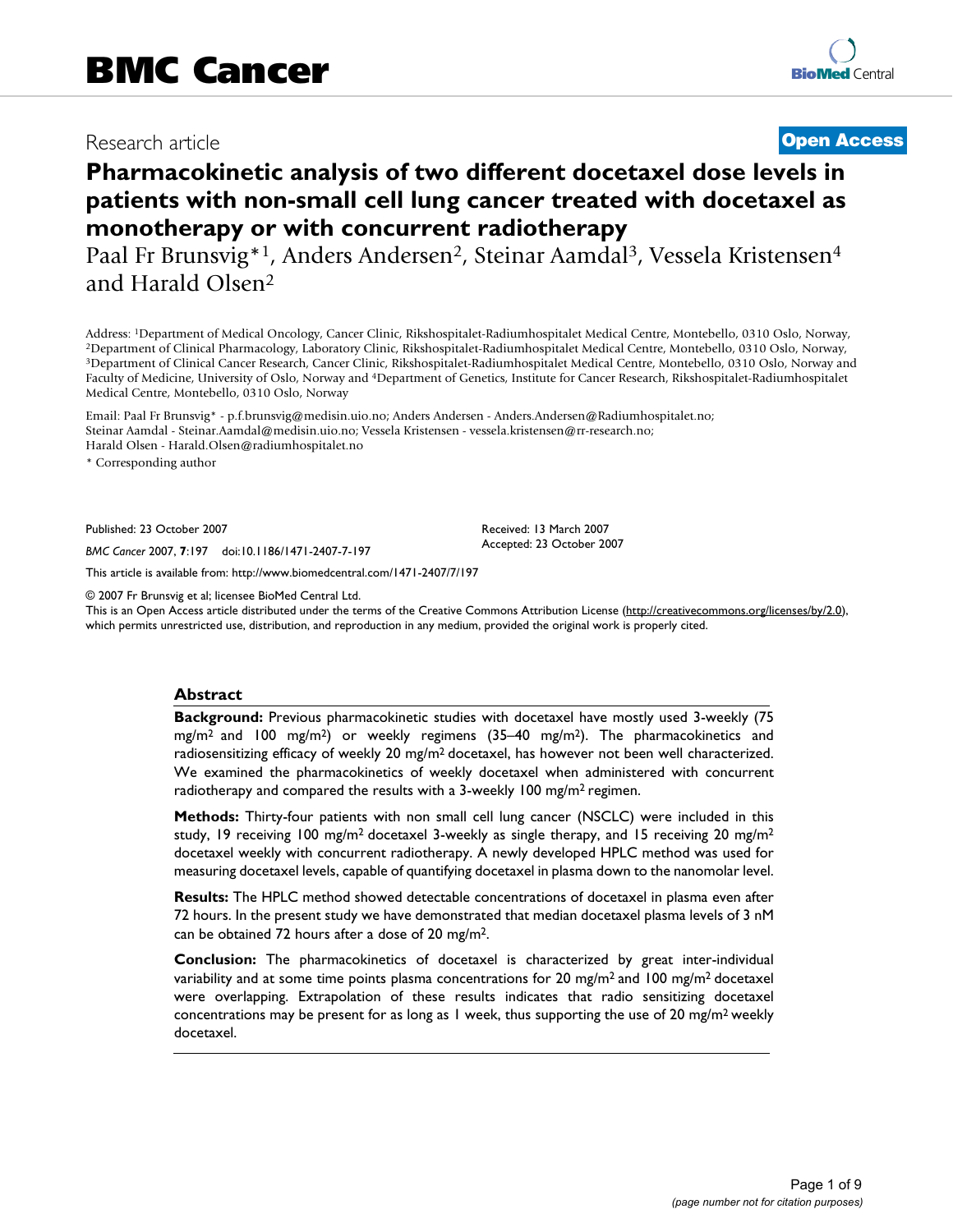BMC Cancer

Research article

Open Access

# Pharmacokinetic analysis of two different docetaxel dose levels in patients with non-small cell lung cancer treated with docetaxel as monotherapy or with concurrent radiotherapy

Paal Fr Brunsvig*[1], Anders Andersen[2], Steinar Aamdal[3], Vessela Kristensen[4] and Harald Olsen[2]

Address: [1]Department of Medical Oncology, Cancer Clinic, Rikshospitalet-Radiumhospitalet Medical Centre, Montebello, 0310 Oslo, Norway, [2]Department of Clinical Pharmacology, Laboratory Clinic, Rikshospitalet-Radiumhospitalet Medical Centre, Montebello, 0310 Oslo, Norway, [3]Department of Clinical Cancer Research, Cancer Clinic, Rikshospitalet-Radiumhospitalet Medical Centre, Montebello, 0310 Oslo, Norway and Faculty of Medicine, University of Oslo, Norway and [4]Department of Genetics, Institute for Cancer Research, Rikshospitalet-Radiumhospitalet Medical Centre, Montebello, 0310 Oslo, Norway

Email: Paal Fr Brunsvig* - p.f.brunsvig@medisin.uio.no; Anders Andersen - Anders.Andersen@Radiumhospitalet.no; Steinar Aamdal - Steinar.Aamdal@medisin.uio.no; Vessela Kristensen - vessela.kristensen@rr-research.no; Harald Olsen - Harald.Olsen@radiumhospitalet.no

* Corresponding author

Published: 23 October 2007

*BMC Cancer* 2007, **7**:197 doi:10.1186/1471-2407-7-197

Received: 13 March 2007
Accepted: 23 October 2007

This article is available from: http://www.biomedcentral.com/1471-2407/7/197

© 2007 Fr Brunsvig et al; licensee BioMed Central Ltd.
This is an Open Access article distributed under the terms of the Creative Commons Attribution License (http://creativecommons.org/licenses/by/2.0), which permits unrestricted use, distribution, and reproduction in any medium, provided the original work is properly cited.

## Abstract

**Background:** Previous pharmacokinetic studies with docetaxel have mostly used 3-weekly (75 mg/m$^2$ and 100 mg/m$^2$) or weekly regimens (35–40 mg/m$^2$). The pharmacokinetics and radiosensitizing efficacy of weekly 20 mg/m$^2$ docetaxel, has however not been well characterized. We examined the pharmacokinetics of weekly docetaxel when administered with concurrent radiotherapy and compared the results with a 3-weekly 100 mg/m$^2$ regimen.

**Methods:** Thirty-four patients with non small cell lung cancer (NSCLC) were included in this study, 19 receiving 100 mg/m$^2$ docetaxel 3-weekly as single therapy, and 15 receiving 20 mg/m$^2$ docetaxel weekly with concurrent radiotherapy. A newly developed HPLC method was used for measuring docetaxel levels, capable of quantifying docetaxel in plasma down to the nanomolar level.

**Results:** The HPLC method showed detectable concentrations of docetaxel in plasma even after 72 hours. In the present study we have demonstrated that median docetaxel plasma levels of 3 nM can be obtained 72 hours after a dose of 20 mg/m$^2$.

**Conclusion:** The pharmacokinetics of docetaxel is characterized by great inter-individual variability and at some time points plasma concentrations for 20 mg/m$^2$ and 100 mg/m$^2$ docetaxel were overlapping. Extrapolation of these results indicates that radio sensitizing docetaxel concentrations may be present for as long as 1 week, thus supporting the use of 20 mg/m$^2$ weekly docetaxel.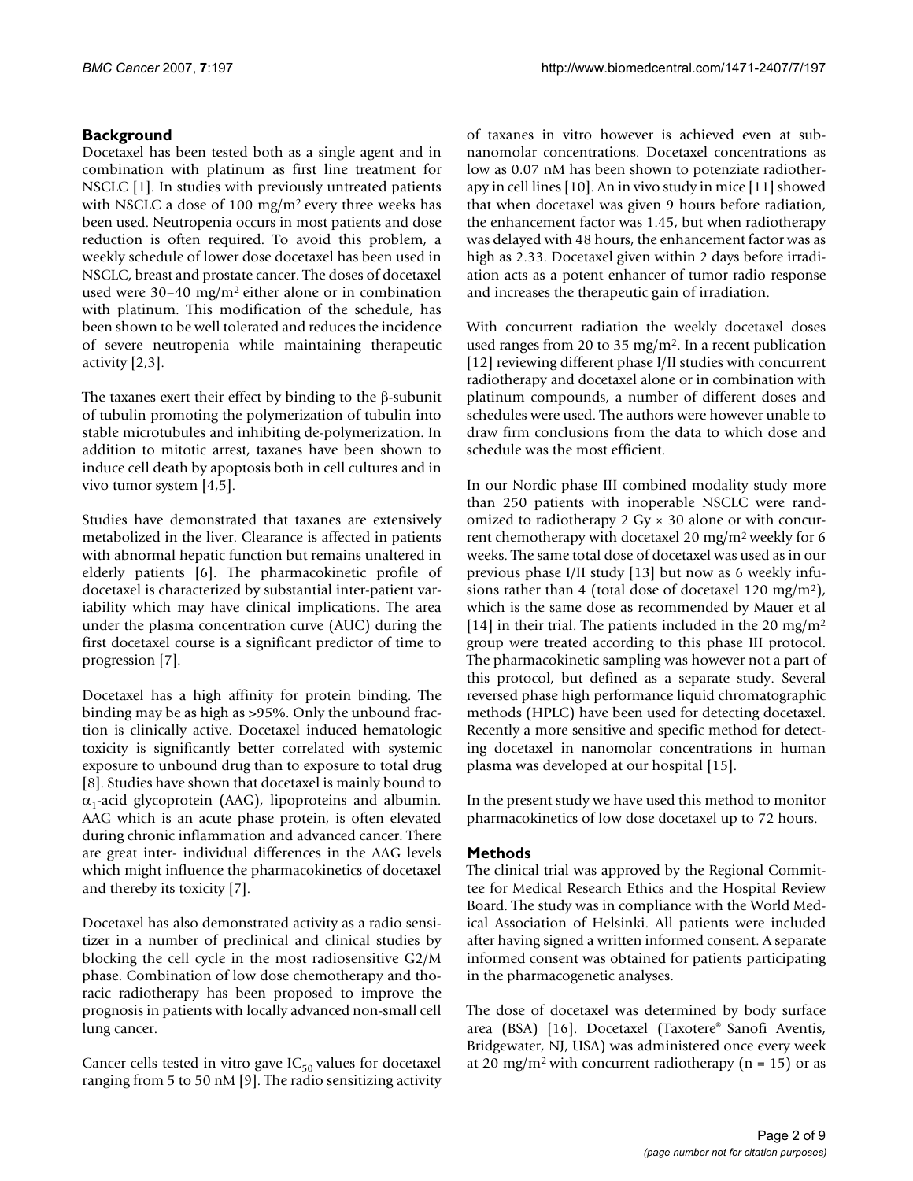## Background

Docetaxel has been tested both as a single agent and in combination with platinum as first line treatment for NSCLC [1]. In studies with previously untreated patients with NSCLC a dose of 100 mg/m$^2$ every three weeks has been used. Neutropenia occurs in most patients and dose reduction is often required. To avoid this problem, a weekly schedule of lower dose docetaxel has been used in NSCLC, breast and prostate cancer. The doses of docetaxel used were 30–40 mg/m$^2$ either alone or in combination with platinum. This modification of the schedule, has been shown to be well tolerated and reduces the incidence of severe neutropenia while maintaining therapeutic activity [2,3].

The taxanes exert their effect by binding to the β-subunit of tubulin promoting the polymerization of tubulin into stable microtubules and inhibiting de-polymerization. In addition to mitotic arrest, taxanes have been shown to induce cell death by apoptosis both in cell cultures and in vivo tumor system [4,5].

Studies have demonstrated that taxanes are extensively metabolized in the liver. Clearance is affected in patients with abnormal hepatic function but remains unaltered in elderly patients [6]. The pharmacokinetic profile of docetaxel is characterized by substantial inter-patient variability which may have clinical implications. The area under the plasma concentration curve (AUC) during the first docetaxel course is a significant predictor of time to progression [7].

Docetaxel has a high affinity for protein binding. The binding may be as high as >95%. Only the unbound fraction is clinically active. Docetaxel induced hematologic toxicity is significantly better correlated with systemic exposure to unbound drug than to exposure to total drug [8]. Studies have shown that docetaxel is mainly bound to $\alpha_1$-acid glycoprotein (AAG), lipoproteins and albumin. AAG which is an acute phase protein, is often elevated during chronic inflammation and advanced cancer. There are great inter- individual differences in the AAG levels which might influence the pharmacokinetics of docetaxel and thereby its toxicity [7].

Docetaxel has also demonstrated activity as a radio sensitizer in a number of preclinical and clinical studies by blocking the cell cycle in the most radiosensitive G2/M phase. Combination of low dose chemotherapy and thoracic radiotherapy has been proposed to improve the prognosis in patients with locally advanced non-small cell lung cancer.

Cancer cells tested in vitro gave $IC_{50}$ values for docetaxel ranging from 5 to 50 nM [9]. The radio sensitizing activity of taxanes in vitro however is achieved even at sub-nanomolar concentrations. Docetaxel concentrations as low as 0.07 nM has been shown to potenziate radiotherapy in cell lines [10]. An in vivo study in mice [11] showed that when docetaxel was given 9 hours before radiation, the enhancement factor was 1.45, but when radiotherapy was delayed with 48 hours, the enhancement factor was as high as 2.33. Docetaxel given within 2 days before irradiation acts as a potent enhancer of tumor radio response and increases the therapeutic gain of irradiation.

With concurrent radiation the weekly docetaxel doses used ranges from 20 to 35 mg/m$^2$. In a recent publication [12] reviewing different phase I/II studies with concurrent radiotherapy and docetaxel alone or in combination with platinum compounds, a number of different doses and schedules were used. The authors were however unable to draw firm conclusions from the data to which dose and schedule was the most efficient.

In our Nordic phase III combined modality study more than 250 patients with inoperable NSCLC were randomized to radiotherapy 2 Gy × 30 alone or with concurrent chemotherapy with docetaxel 20 mg/m$^2$ weekly for 6 weeks. The same total dose of docetaxel was used as in our previous phase I/II study [13] but now as 6 weekly infusions rather than 4 (total dose of docetaxel 120 mg/m$^2$), which is the same dose as recommended by Mauer et al [14] in their trial. The patients included in the 20 mg/m$^2$ group were treated according to this phase III protocol. The pharmacokinetic sampling was however not a part of this protocol, but defined as a separate study. Several reversed phase high performance liquid chromatographic methods (HPLC) have been used for detecting docetaxel. Recently a more sensitive and specific method for detecting docetaxel in nanomolar concentrations in human plasma was developed at our hospital [15].

In the present study we have used this method to monitor pharmacokinetics of low dose docetaxel up to 72 hours.

## Methods

The clinical trial was approved by the Regional Committee for Medical Research Ethics and the Hospital Review Board. The study was in compliance with the World Medical Association of Helsinki. All patients were included after having signed a written informed consent. A separate informed consent was obtained for patients participating in the pharmacogenetic analyses.

The dose of docetaxel was determined by body surface area (BSA) [16]. Docetaxel (Taxotere® Sanofi Aventis, Bridgewater, NJ, USA) was administered once every week at 20 mg/m$^2$ with concurrent radiotherapy (n = 15) or as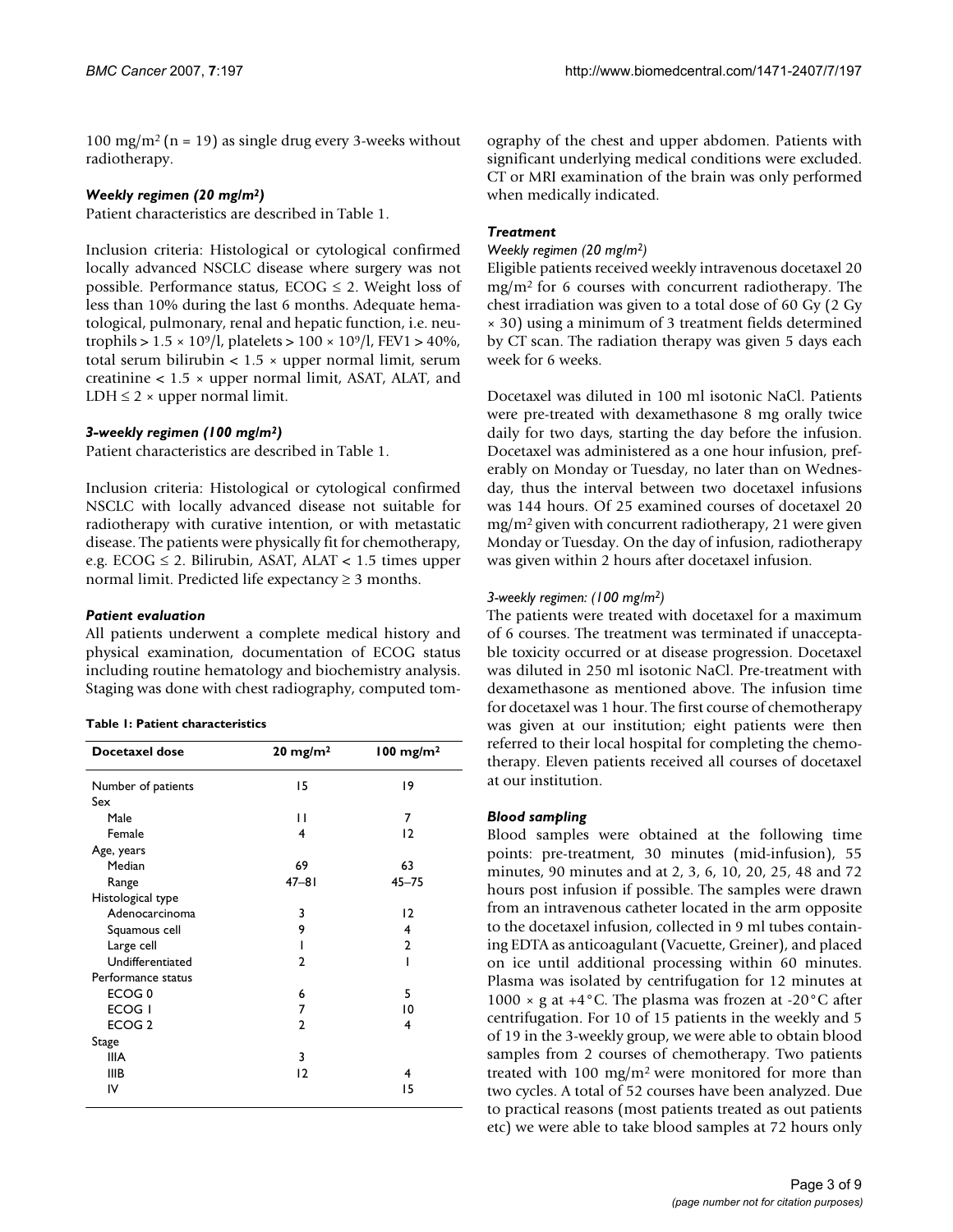100 mg/m$^2$ (n = 19) as single drug every 3-weeks without radiotherapy.

### *Weekly regimen (20 mg/m$^2$)*

Patient characteristics are described in Table 1.

Inclusion criteria: Histological or cytological confirmed locally advanced NSCLC disease where surgery was not possible. Performance status, ECOG ≤ 2. Weight loss of less than 10% during the last 6 months. Adequate hematological, pulmonary, renal and hepatic function, i.e. neutrophils > 1.5 × 10$^9$/l, platelets > 100 × 10$^9$/l, FEV1 > 40%, total serum bilirubin < 1.5 × upper normal limit, serum creatinine < 1.5 × upper normal limit, ASAT, ALAT, and LDH ≤ 2 × upper normal limit.

### *3-weekly regimen (100 mg/m$^2$)*

Patient characteristics are described in Table 1.

Inclusion criteria: Histological or cytological confirmed NSCLC with locally advanced disease not suitable for radiotherapy with curative intention, or with metastatic disease. The patients were physically fit for chemotherapy, e.g. ECOG ≤ 2. Bilirubin, ASAT, ALAT < 1.5 times upper normal limit. Predicted life expectancy ≥ 3 months.

### *Patient evaluation*

All patients underwent a complete medical history and physical examination, documentation of ECOG status including routine hematology and biochemistry analysis. Staging was done with chest radiography, computed tomography of the chest and upper abdomen. Patients with significant underlying medical conditions were excluded. CT or MRI examination of the brain was only performed when medically indicated.

**Table 1: Patient characteristics**

| Docetaxel dose | 20 mg/m$^2$ | 100 mg/m$^2$ |
|---|---|---|
| Number of patients | 15 | 19 |
| Sex | | |
| Male | 11 | 7 |
| Female | 4 | 12 |
| Age, years | | |
| Median | 69 | 63 |
| Range | 47–81 | 45–75 |
| Histological type | | |
| Adenocarcinoma | 3 | 12 |
| Squamous cell | 9 | 4 |
| Large cell | 1 | 2 |
| Undifferentiated | 2 | 1 |
| Performance status | | |
| ECOG 0 | 6 | 5 |
| ECOG 1 | 7 | 10 |
| ECOG 2 | 2 | 4 |
| Stage | | |
| IIIA | 3 | |
| IIIB | 12 | 4 |
| IV | | 15 |

### *Treatment*

#### *Weekly regimen (20 mg/m$^2$)*

Eligible patients received weekly intravenous docetaxel 20 mg/m$^2$ for 6 courses with concurrent radiotherapy. The chest irradiation was given to a total dose of 60 Gy (2 Gy × 30) using a minimum of 3 treatment fields determined by CT scan. The radiation therapy was given 5 days each week for 6 weeks.

Docetaxel was diluted in 100 ml isotonic NaCl. Patients were pre-treated with dexamethasone 8 mg orally twice daily for two days, starting the day before the infusion. Docetaxel was administered as a one hour infusion, preferably on Monday or Tuesday, no later than on Wednesday, thus the interval between two docetaxel infusions was 144 hours. Of 25 examined courses of docetaxel 20 mg/m$^2$ given with concurrent radiotherapy, 21 were given Monday or Tuesday. On the day of infusion, radiotherapy was given within 2 hours after docetaxel infusion.

#### *3-weekly regimen: (100 mg/m$^2$)*

The patients were treated with docetaxel for a maximum of 6 courses. The treatment was terminated if unacceptable toxicity occurred or at disease progression. Docetaxel was diluted in 250 ml isotonic NaCl. Pre-treatment with dexamethasone as mentioned above. The infusion time for docetaxel was 1 hour. The first course of chemotherapy was given at our institution; eight patients were then referred to their local hospital for completing the chemotherapy. Eleven patients received all courses of docetaxel at our institution.

### *Blood sampling*

Blood samples were obtained at the following time points: pre-treatment, 30 minutes (mid-infusion), 55 minutes, 90 minutes and at 2, 3, 6, 10, 20, 25, 48 and 72 hours post infusion if possible. The samples were drawn from an intravenous catheter located in the arm opposite to the docetaxel infusion, collected in 9 ml tubes containing EDTA as anticoagulant (Vacuette, Greiner), and placed on ice until additional processing within 60 minutes. Plasma was isolated by centrifugation for 12 minutes at 1000 × g at +4°C. The plasma was frozen at -20°C after centrifugation. For 10 of 15 patients in the weekly and 5 of 19 in the 3-weekly group, we were able to obtain blood samples from 2 courses of chemotherapy. Two patients treated with 100 mg/m$^2$ were monitored for more than two cycles. A total of 52 courses have been analyzed. Due to practical reasons (most patients treated as out patients etc) we were able to take blood samples at 72 hours only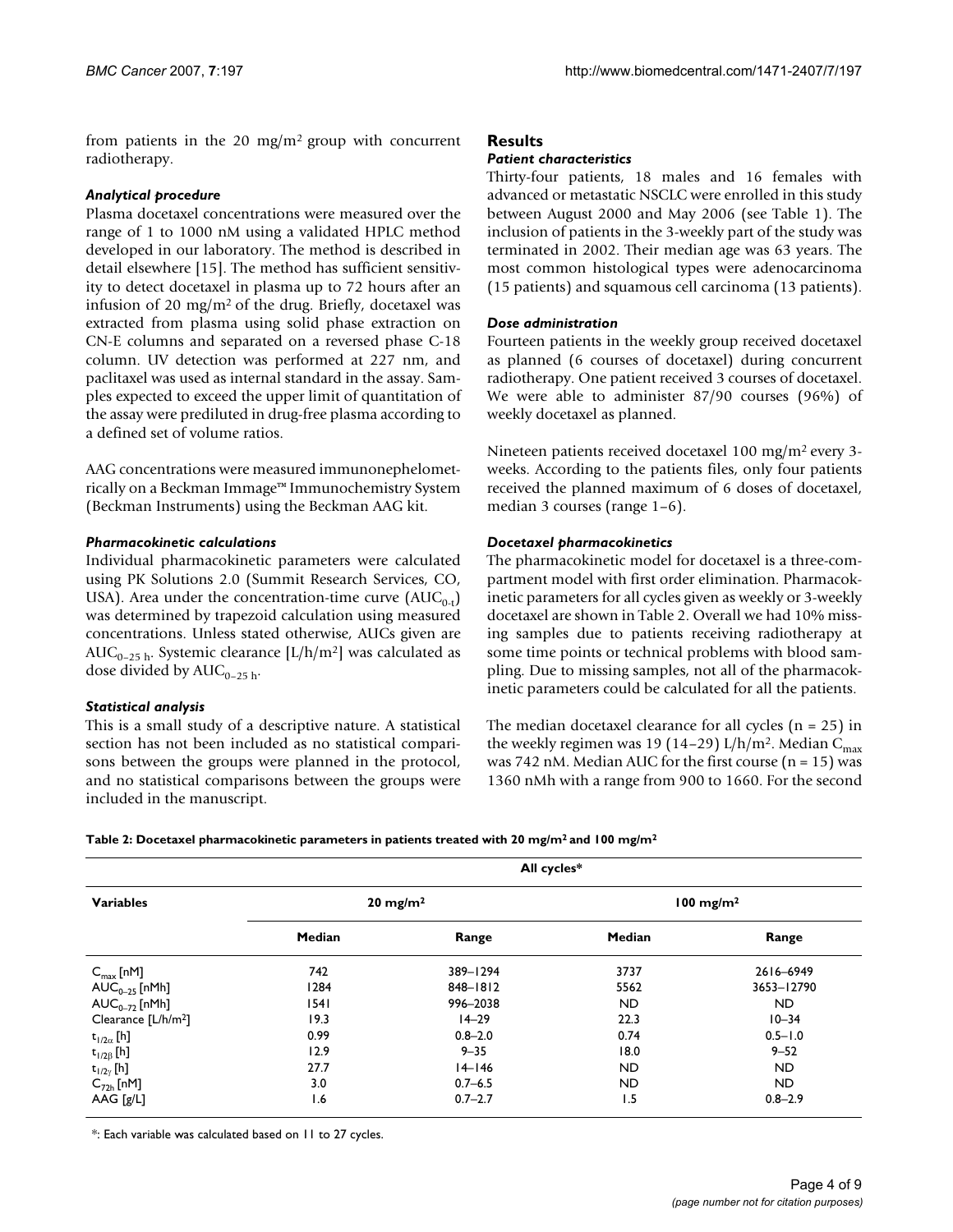from patients in the 20 mg/m² group with concurrent radiotherapy.

### *Analytical procedure*

Plasma docetaxel concentrations were measured over the range of 1 to 1000 nM using a validated HPLC method developed in our laboratory. The method is described in detail elsewhere [15]. The method has sufficient sensitivity to detect docetaxel in plasma up to 72 hours after an infusion of 20 mg/m² of the drug. Briefly, docetaxel was extracted from plasma using solid phase extraction on CN-E columns and separated on a reversed phase C-18 column. UV detection was performed at 227 nm, and paclitaxel was used as internal standard in the assay. Samples expected to exceed the upper limit of quantitation of the assay were prediluted in drug-free plasma according to a defined set of volume ratios.

AAG concentrations were measured immunonephelometrically on a Beckman Immage™ Immunochemistry System (Beckman Instruments) using the Beckman AAG kit.

### *Pharmacokinetic calculations*

Individual pharmacokinetic parameters were calculated using PK Solutions 2.0 (Summit Research Services, CO, USA). Area under the concentration-time curve ($AUC_{0\text{-}t}$) was determined by trapezoid calculation using measured concentrations. Unless stated otherwise, AUCs given are $AUC_{0\text{–}25\ h}$. Systemic clearance [L/h/m²] was calculated as dose divided by $AUC_{0\text{–}25\ h}$.

### *Statistical analysis*

This is a small study of a descriptive nature. A statistical section has not been included as no statistical comparisons between the groups were planned in the protocol, and no statistical comparisons between the groups were included in the manuscript.

## Results

### *Patient characteristics*

Thirty-four patients, 18 males and 16 females with advanced or metastatic NSCLC were enrolled in this study between August 2000 and May 2006 (see Table 1). The inclusion of patients in the 3-weekly part of the study was terminated in 2002. Their median age was 63 years. The most common histological types were adenocarcinoma (15 patients) and squamous cell carcinoma (13 patients).

### *Dose administration*

Fourteen patients in the weekly group received docetaxel as planned (6 courses of docetaxel) during concurrent radiotherapy. One patient received 3 courses of docetaxel. We were able to administer 87/90 courses (96%) of weekly docetaxel as planned.

Nineteen patients received docetaxel 100 mg/m² every 3-weeks. According to the patients files, only four patients received the planned maximum of 6 doses of docetaxel, median 3 courses (range 1–6).

### *Docetaxel pharmacokinetics*

The pharmacokinetic model for docetaxel is a three-compartment model with first order elimination. Pharmacokinetic parameters for all cycles given as weekly or 3-weekly docetaxel are shown in Table 2. Overall we had 10% missing samples due to patients receiving radiotherapy at some time points or technical problems with blood sampling. Due to missing samples, not all of the pharmacokinetic parameters could be calculated for all the patients.

The median docetaxel clearance for all cycles (n = 25) in the weekly regimen was 19 (14–29) L/h/m². Median $C_{max}$ was 742 nM. Median AUC for the first course (n = 15) was 1360 nMh with a range from 900 to 1660. For the second

**Table 2: Docetaxel pharmacokinetic parameters in patients treated with 20 mg/m² and 100 mg/m²**

| Variables | All cycles* | | | |
|---|---|---|---|---|
| | 20 mg/m² | | 100 mg/m² | |
| | Median | Range | Median | Range |
| $C_{max}$ [nM] | 742 | 389–1294 | 3737 | 2616–6949 |
| $AUC_{0\text{–}25}$ [nMh] | 1284 | 848–1812 | 5562 | 3653–12790 |
| $AUC_{0\text{–}72}$ [nMh] | 1541 | 996–2038 | ND | ND |
| Clearance [L/h/m²] | 19.3 | 14–29 | 22.3 | 10–34 |
| $t_{1/2\alpha}$ [h] | 0.99 | 0.8–2.0 | 0.74 | 0.5–1.0 |
| $t_{1/2\beta}$ [h] | 12.9 | 9–35 | 18.0 | 9–52 |
| $t_{1/2\gamma}$ [h] | 27.7 | 14–146 | ND | ND |
| $C_{72h}$ [nM] | 3.0 | 0.7–6.5 | ND | ND |
| AAG [g/L] | 1.6 | 0.7–2.7 | 1.5 | 0.8–2.9 |

*: Each variable was calculated based on 11 to 27 cycles.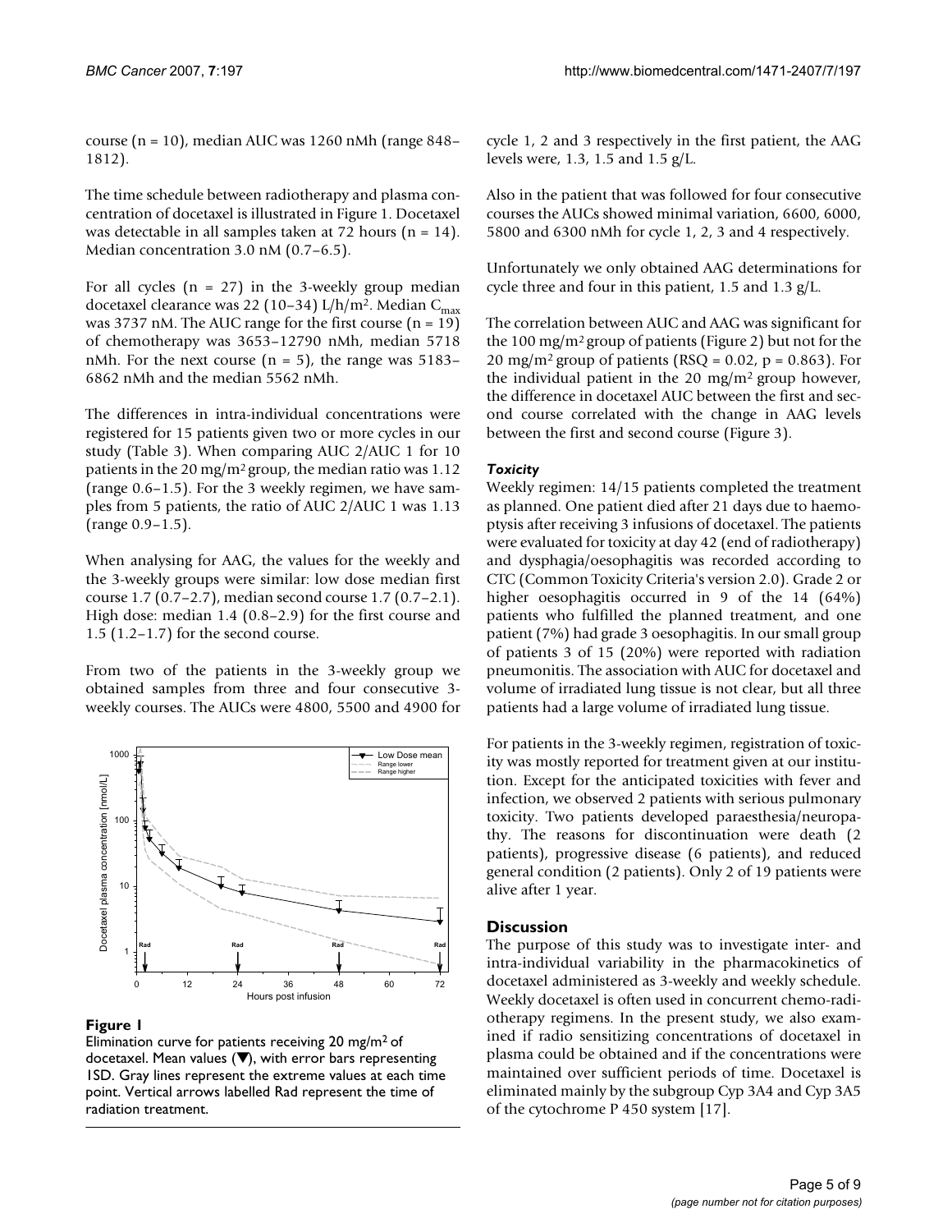course (n = 10), median AUC was 1260 nMh (range 848–1812).

The time schedule between radiotherapy and plasma concentration of docetaxel is illustrated in Figure 1. Docetaxel was detectable in all samples taken at 72 hours (n = 14). Median concentration 3.0 nM (0.7–6.5).

For all cycles (n = 27) in the 3-weekly group median docetaxel clearance was 22 (10–34) L/h/m². Median $C_{max}$ was 3737 nM. The AUC range for the first course (n = 19) of chemotherapy was 3653–12790 nMh, median 5718 nMh. For the next course (n = 5), the range was 5183–6862 nMh and the median 5562 nMh.

The differences in intra-individual concentrations were registered for 15 patients given two or more cycles in our study (Table 3). When comparing AUC 2/AUC 1 for 10 patients in the 20 mg/m² group, the median ratio was 1.12 (range 0.6–1.5). For the 3 weekly regimen, we have samples from 5 patients, the ratio of AUC 2/AUC 1 was 1.13 (range 0.9–1.5).

When analysing for AAG, the values for the weekly and the 3-weekly groups were similar: low dose median first course 1.7 (0.7–2.7), median second course 1.7 (0.7–2.1). High dose: median 1.4 (0.8–2.9) for the first course and 1.5 (1.2–1.7) for the second course.

From two of the patients in the 3-weekly group we obtained samples from three and four consecutive 3-weekly courses. The AUCs were 4800, 5500 and 4900 for cycle 1, 2 and 3 respectively in the first patient, the AAG levels were, 1.3, 1.5 and 1.5 g/L.

**Figure 1**
Elimination curve for patients receiving 20 mg/m² of docetaxel. Mean values (▼), with error bars representing 1SD. Gray lines represent the extreme values at each time point. Vertical arrows labelled Rad represent the time of radiation treatment.

Also in the patient that was followed for four consecutive courses the AUCs showed minimal variation, 6600, 6000, 5800 and 6300 nMh for cycle 1, 2, 3 and 4 respectively.

Unfortunately we only obtained AAG determinations for cycle three and four in this patient, 1.5 and 1.3 g/L.

The correlation between AUC and AAG was significant for the 100 mg/m² group of patients (Figure 2) but not for the 20 mg/m² group of patients (RSQ = 0.02, p = 0.863). For the individual patient in the 20 mg/m² group however, the difference in docetaxel AUC between the first and second course correlated with the change in AAG levels between the first and second course (Figure 3).

### *Toxicity*

Weekly regimen: 14/15 patients completed the treatment as planned. One patient died after 21 days due to haemoptysis after receiving 3 infusions of docetaxel. The patients were evaluated for toxicity at day 42 (end of radiotherapy) and dysphagia/oesophagitis was recorded according to CTC (Common Toxicity Criteria's version 2.0). Grade 2 or higher oesophagitis occurred in 9 of the 14 (64%) patients who fulfilled the planned treatment, and one patient (7%) had grade 3 oesophagitis. In our small group of patients 3 of 15 (20%) were reported with radiation pneumonitis. The association with AUC for docetaxel and volume of irradiated lung tissue is not clear, but all three patients had a large volume of irradiated lung tissue.

For patients in the 3-weekly regimen, registration of toxicity was mostly reported for treatment given at our institution. Except for the anticipated toxicities with fever and infection, we observed 2 patients with serious pulmonary toxicity. Two patients developed paraesthesia/neuropathy. The reasons for discontinuation were death (2 patients), progressive disease (6 patients), and reduced general condition (2 patients). Only 2 of 19 patients were alive after 1 year.

## Discussion

The purpose of this study was to investigate inter- and intra-individual variability in the pharmacokinetics of docetaxel administered as 3-weekly and weekly schedule. Weekly docetaxel is often used in concurrent chemo-radiotherapy regimens. In the present study, we also examined if radio sensitizing concentrations of docetaxel in plasma could be obtained and if the concentrations were maintained over sufficient periods of time. Docetaxel is eliminated mainly by the subgroup Cyp 3A4 and Cyp 3A5 of the cytochrome P 450 system [17].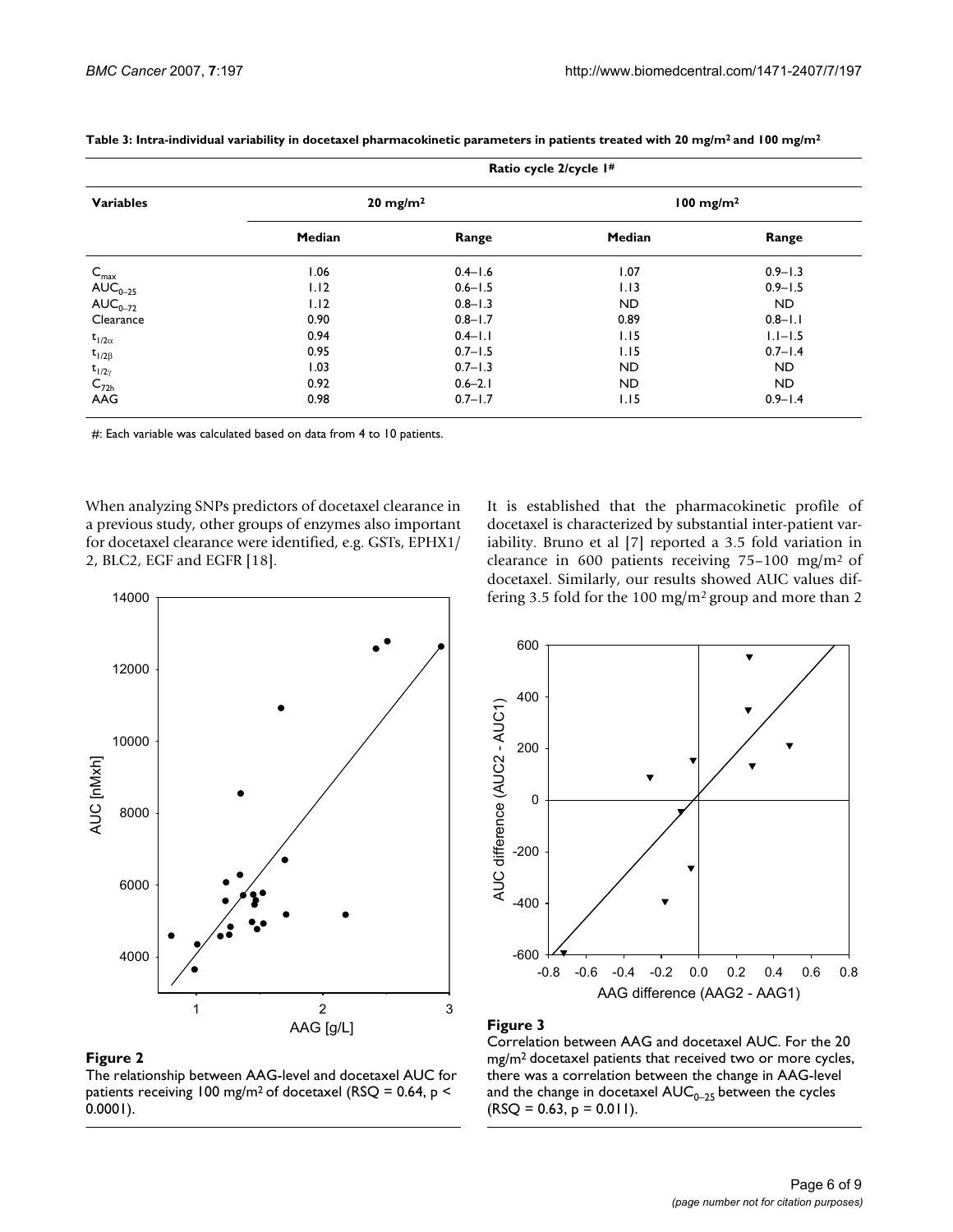**Table 3: Intra-individual variability in docetaxel pharmacokinetic parameters in patients treated with 20 mg/m² and 100 mg/m²**

| Variables | Ratio cycle 2/cycle 1# | | | |
|---|---|---|---|---|
| | 20 mg/m² | | 100 mg/m² | |
| | Median | Range | Median | Range |
| $C_{max}$ | 1.06 | 0.4–1.6 | 1.07 | 0.9–1.3 |
| $AUC_{0-25}$ | 1.12 | 0.6–1.5 | 1.13 | 0.9–1.5 |
| $AUC_{0-72}$ | 1.12 | 0.8–1.3 | ND | ND |
| Clearance | 0.90 | 0.8–1.7 | 0.89 | 0.8–1.1 |
| $t_{1/2\alpha}$ | 0.94 | 0.4–1.1 | 1.15 | 1.1–1.5 |
| $t_{1/2\beta}$ | 0.95 | 0.7–1.5 | 1.15 | 0.7–1.4 |
| $t_{1/2\gamma}$ | 1.03 | 0.7–1.3 | ND | ND |
| $C_{72h}$ | 0.92 | 0.6–2.1 | ND | ND |
| AAG | 0.98 | 0.7–1.7 | 1.15 | 0.9–1.4 |

#: Each variable was calculated based on data from 4 to 10 patients.

When analyzing SNPs predictors of docetaxel clearance in a previous study, other groups of enzymes also important for docetaxel clearance were identified, e.g. GSTs, EPHX1/2, BLC2, EGF and EGFR [18].

**Figure 2**
The relationship between AAG-level and docetaxel AUC for patients receiving 100 mg/m² of docetaxel (RSQ = 0.64, $p < 0.0001$).

It is established that the pharmacokinetic profile of docetaxel is characterized by substantial inter-patient variability. Bruno et al [7] reported a 3.5 fold variation in clearance in 600 patients receiving 75–100 mg/m² of docetaxel. Similarly, our results showed AUC values differing 3.5 fold for the 100 mg/m² group and more than 2

**Figure 3**
Correlation between AAG and docetaxel AUC. For the 20 mg/m² docetaxel patients that received two or more cycles, there was a correlation between the change in AAG-level and the change in docetaxel $AUC_{0-25}$ between the cycles (RSQ = 0.63, $p = 0.011$).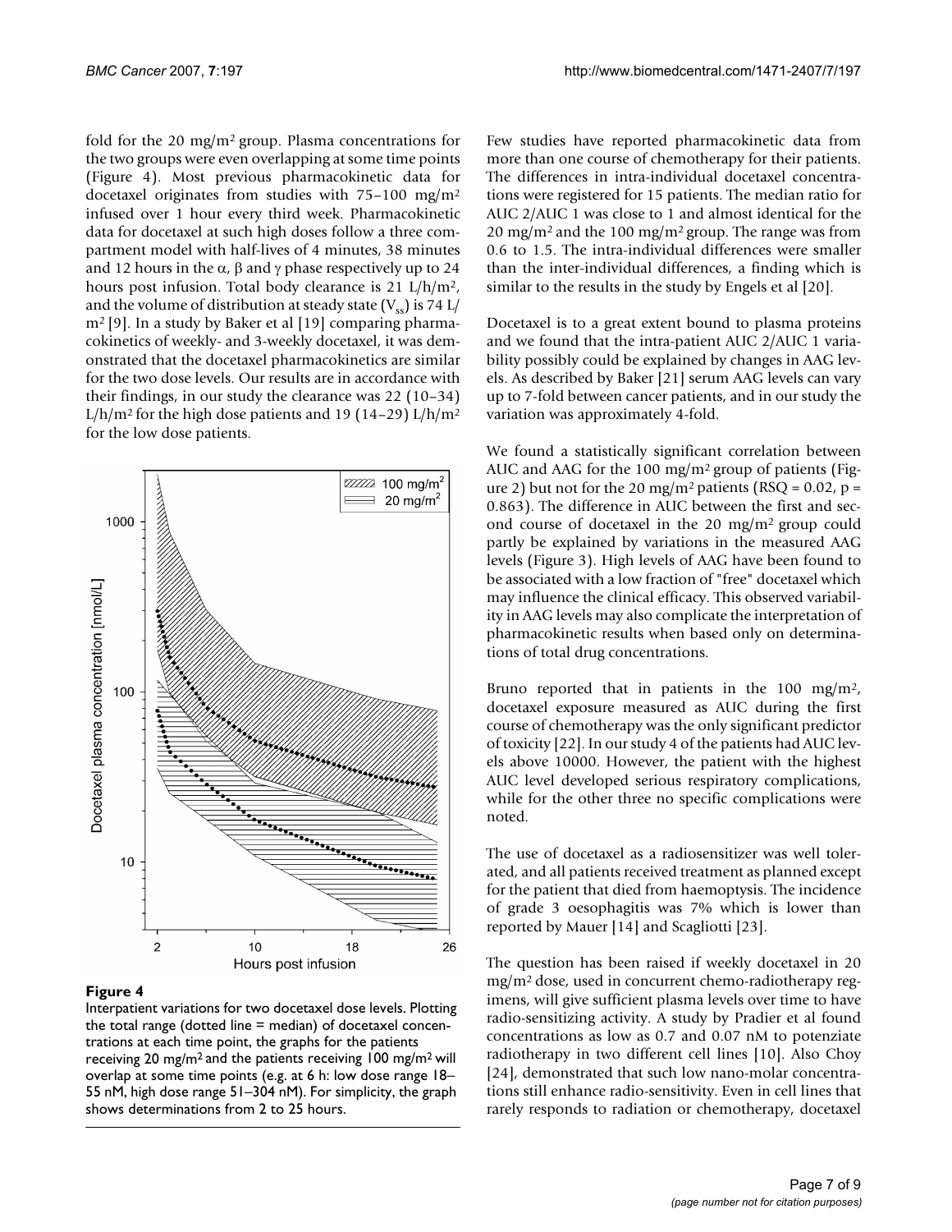fold for the 20 mg/m² group. Plasma concentrations for the two groups were even overlapping at some time points (Figure 4). Most previous pharmacokinetic data for docetaxel originates from studies with 75–100 mg/m² infused over 1 hour every third week. Pharmacokinetic data for docetaxel at such high doses follow a three compartment model with half-lives of 4 minutes, 38 minutes and 12 hours in the $\alpha$, $\beta$ and $\gamma$ phase respectively up to 24 hours post infusion. Total body clearance is 21 L/h/m², and the volume of distribution at steady state ($V_{ss}$) is 74 L/m² [9]. In a study by Baker et al [19] comparing pharmacokinetics of weekly- and 3-weekly docetaxel, it was demonstrated that the docetaxel pharmacokinetics are similar for the two dose levels. Our results are in accordance with their findings, in our study the clearance was 22 (10–34) L/h/m² for the high dose patients and 19 (14–29) L/h/m² for the low dose patients.

**Figure 4**

Interpatient variations for two docetaxel dose levels. Plotting the total range (dotted line = median) of docetaxel concentrations at each time point, the graphs for the patients receiving 20 mg/m² and the patients receiving 100 mg/m² will overlap at some time points (e.g. at 6 h: low dose range 18–55 nM, high dose range 51–304 nM). For simplicity, the graph shows determinations from 2 to 25 hours.

Few studies have reported pharmacokinetic data from more than one course of chemotherapy for their patients. The differences in intra-individual docetaxel concentrations were registered for 15 patients. The median ratio for AUC 2/AUC 1 was close to 1 and almost identical for the 20 mg/m² and the 100 mg/m² group. The range was from 0.6 to 1.5. The intra-individual differences were smaller than the inter-individual differences, a finding which is similar to the results in the study by Engels et al [20].

Docetaxel is to a great extent bound to plasma proteins and we found that the intra-patient AUC 2/AUC 1 variability possibly could be explained by changes in AAG levels. As described by Baker [21] serum AAG levels can vary up to 7-fold between cancer patients, and in our study the variation was approximately 4-fold.

We found a statistically significant correlation between AUC and AAG for the 100 mg/m² group of patients (Figure 2) but not for the 20 mg/m² patients (RSQ = 0.02, $p$ = 0.863). The difference in AUC between the first and second course of docetaxel in the 20 mg/m² group could partly be explained by variations in the measured AAG levels (Figure 3). High levels of AAG have been found to be associated with a low fraction of "free" docetaxel which may influence the clinical efficacy. This observed variability in AAG levels may also complicate the interpretation of pharmacokinetic results when based only on determinations of total drug concentrations.

Bruno reported that in patients in the 100 mg/m², docetaxel exposure measured as AUC during the first course of chemotherapy was the only significant predictor of toxicity [22]. In our study 4 of the patients had AUC levels above 10000. However, the patient with the highest AUC level developed serious respiratory complications, while for the other three no specific complications were noted.

The use of docetaxel as a radiosensitizer was well tolerated, and all patients received treatment as planned except for the patient that died from haemoptysis. The incidence of grade 3 oesophagitis was 7% which is lower than reported by Mauer [14] and Scagliotti [23].

The question has been raised if weekly docetaxel in 20 mg/m² dose, used in concurrent chemo-radiotherapy regimens, will give sufficient plasma levels over time to have radio-sensitizing activity. A study by Pradier et al found concentrations as low as 0.7 and 0.07 nM to potenziate radiotherapy in two different cell lines [10]. Also Choy [24], demonstrated that such low nano-molar concentrations still enhance radio-sensitivity. Even in cell lines that rarely responds to radiation or chemotherapy, docetaxel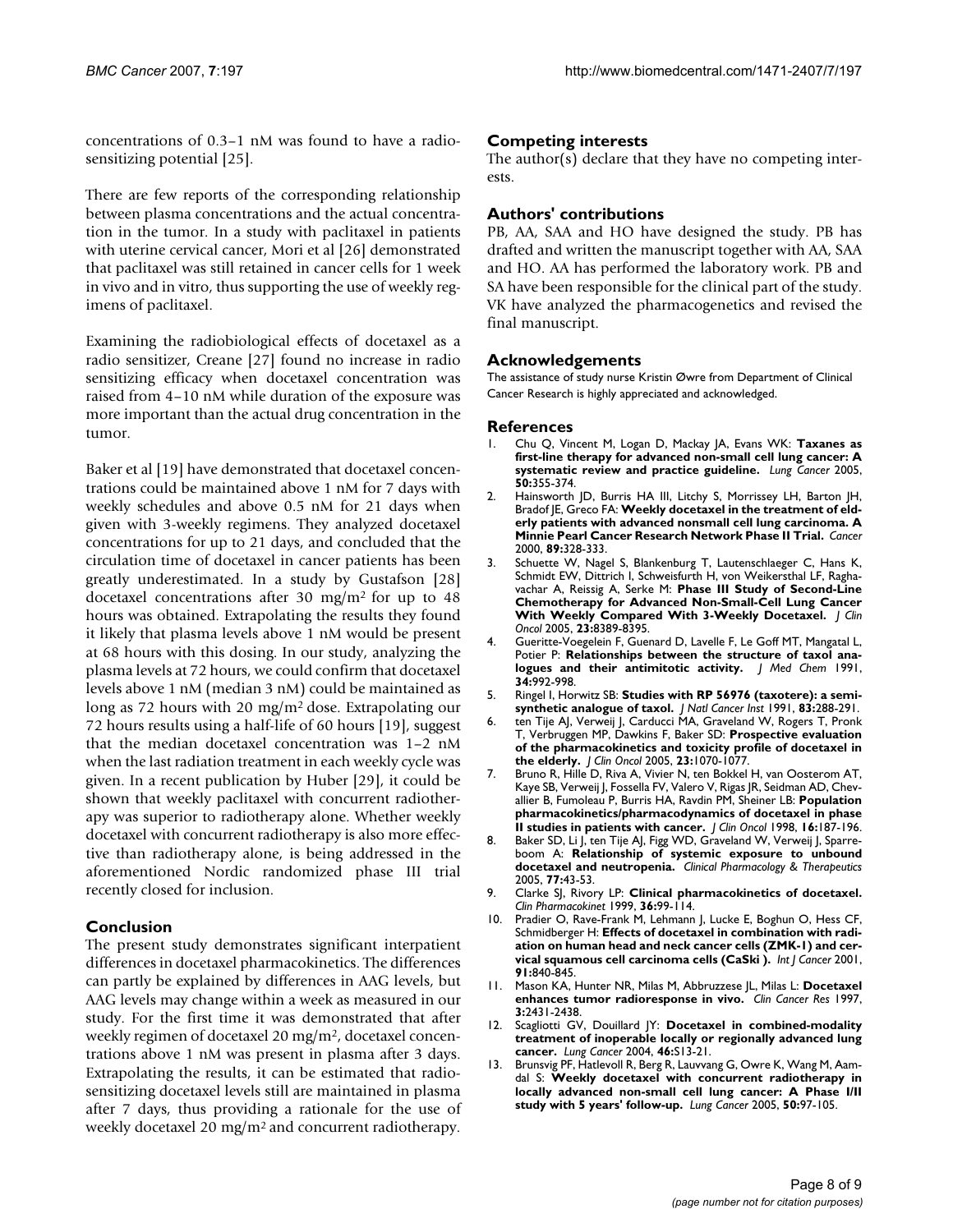concentrations of 0.3–1 nM was found to have a radiosensitizing potential [25].

There are few reports of the corresponding relationship between plasma concentrations and the actual concentration in the tumor. In a study with paclitaxel in patients with uterine cervical cancer, Mori et al [26] demonstrated that paclitaxel was still retained in cancer cells for 1 week in vivo and in vitro, thus supporting the use of weekly regimens of paclitaxel.

Examining the radiobiological effects of docetaxel as a radio sensitizer, Creane [27] found no increase in radio sensitizing efficacy when docetaxel concentration was raised from 4–10 nM while duration of the exposure was more important than the actual drug concentration in the tumor.

Baker et al [19] have demonstrated that docetaxel concentrations could be maintained above 1 nM for 7 days with weekly schedules and above 0.5 nM for 21 days when given with 3-weekly regimens. They analyzed docetaxel concentrations for up to 21 days, and concluded that the circulation time of docetaxel in cancer patients has been greatly underestimated. In a study by Gustafson [28] docetaxel concentrations after 30 mg/m$^2$ for up to 48 hours was obtained. Extrapolating the results they found it likely that plasma levels above 1 nM would be present at 68 hours with this dosing. In our study, analyzing the plasma levels at 72 hours, we could confirm that docetaxel levels above 1 nM (median 3 nM) could be maintained as long as 72 hours with 20 mg/m$^2$ dose. Extrapolating our 72 hours results using a half-life of 60 hours [19], suggest that the median docetaxel concentration was 1–2 nM when the last radiation treatment in each weekly cycle was given. In a recent publication by Huber [29], it could be shown that weekly paclitaxel with concurrent radiotherapy was superior to radiotherapy alone. Whether weekly docetaxel with concurrent radiotherapy is also more effective than radiotherapy alone, is being addressed in the aforementioned Nordic randomized phase III trial recently closed for inclusion.

## Conclusion

The present study demonstrates significant interpatient differences in docetaxel pharmacokinetics. The differences can partly be explained by differences in AAG levels, but AAG levels may change within a week as measured in our study. For the first time it was demonstrated that after weekly regimen of docetaxel 20 mg/m$^2$, docetaxel concentrations above 1 nM was present in plasma after 3 days. Extrapolating the results, it can be estimated that radiosensitizing docetaxel levels still are maintained in plasma after 7 days, thus providing a rationale for the use of weekly docetaxel 20 mg/m$^2$ and concurrent radiotherapy.

## Competing interests

The author(s) declare that they have no competing interests.

## Authors' contributions

PB, AA, SAA and HO have designed the study. PB has drafted and written the manuscript together with AA, SAA and HO. AA has performed the laboratory work. PB and SA have been responsible for the clinical part of the study. VK have analyzed the pharmacogenetics and revised the final manuscript.

## Acknowledgements

The assistance of study nurse Kristin Øwre from Department of Clinical Cancer Research is highly appreciated and acknowledged.

## References

1. Chu Q, Vincent M, Logan D, Mackay JA, Evans WK: **Taxanes as first-line therapy for advanced non-small cell lung cancer: A systematic review and practice guideline.** *Lung Cancer* 2005, **50:**355-374.
2. Hainsworth JD, Burris HA III, Litchy S, Morrissey LH, Barton JH, Bradof JE, Greco FA: **Weekly docetaxel in the treatment of elderly patients with advanced nonsmall cell lung carcinoma. A Minnie Pearl Cancer Research Network Phase II Trial.** *Cancer* 2000, **89:**328-333.
3. Schuette W, Nagel S, Blankenburg T, Lautenschlaeger C, Hans K, Schmidt EW, Dittrich I, Schweisfurth H, von Weikersthal LF, Raghavachar A, Reissig A, Serke M: **Phase III Study of Second-Line Chemotherapy for Advanced Non-Small-Cell Lung Cancer With Weekly Compared With 3-Weekly Docetaxel.** *J Clin Oncol* 2005, **23:**8389-8395.
4. Gueritte-Voegelein F, Guenard D, Lavelle F, Le Goff MT, Mangatal L, Potier P: **Relationships between the structure of taxol analogues and their antimitotic activity.** *J Med Chem* 1991, **34:**992-998.
5. Ringel I, Horwitz SB: **Studies with RP 56976 (taxotere): a semisynthetic analogue of taxol.** *J Natl Cancer Inst* 1991, **83:**288-291.
6. ten Tije AJ, Verweij J, Carducci MA, Graveland W, Rogers T, Pronk T, Verbruggen MP, Dawkins F, Baker SD: **Prospective evaluation of the pharmacokinetics and toxicity profile of docetaxel in the elderly.** *J Clin Oncol* 2005, **23:**1070-1077.
7. Bruno R, Hille D, Riva A, Vivier N, ten Bokkel H, van Oosterom AT, Kaye SB, Verweij J, Fossella FV, Valero V, Rigas JR, Seidman AD, Chevallier B, Fumoleau P, Burris HA, Ravdin PM, Sheiner LB: **Population pharmacokinetics/pharmacodynamics of docetaxel in phase II studies in patients with cancer.** *J Clin Oncol* 1998, **16:**187-196.
8. Baker SD, Li J, ten Tije AJ, Figg WD, Graveland W, Verweij J, Sparreboom A: **Relationship of systemic exposure to unbound docetaxel and neutropenia.** *Clinical Pharmacology & Therapeutics* 2005, **77:**43-53.
9. Clarke SJ, Rivory LP: **Clinical pharmacokinetics of docetaxel.** *Clin Pharmacokinet* 1999, **36:**99-114.
10. Pradier O, Rave-Frank M, Lehmann J, Lucke E, Boghun O, Hess CF, Schmidberger H: **Effects of docetaxel in combination with radiation on human head and neck cancer cells (ZMK-1) and cervical squamous cell carcinoma cells (CaSki ).** *Int J Cancer* 2001, **91:**840-845.
11. Mason KA, Hunter NR, Milas M, Abbruzzese JL, Milas L: **Docetaxel enhances tumor radioresponse in vivo.** *Clin Cancer Res* 1997, **3:**2431-2438.
12. Scagliotti GV, Douillard JY: **Docetaxel in combined-modality treatment of inoperable locally or regionally advanced lung cancer.** *Lung Cancer* 2004, **46:**S13-21.
13. Brunsvig PF, Hatlevoll R, Berg R, Lauvvang G, Owre K, Wang M, Aamdal S: **Weekly docetaxel with concurrent radiotherapy in locally advanced non-small cell lung cancer: A Phase I/II study with 5 years' follow-up.** *Lung Cancer* 2005, **50:**97-105.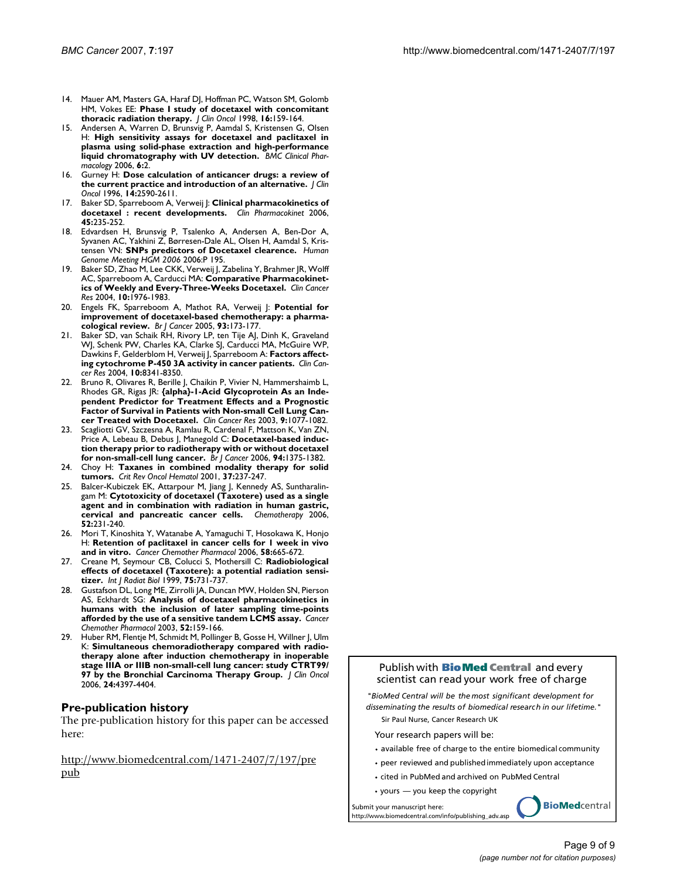14. Mauer AM, Masters GA, Haraf DJ, Hoffman PC, Watson SM, Golomb HM, Vokes EE: **Phase I study of docetaxel with concomitant thoracic radiation therapy.** *J Clin Oncol* 1998, **16:**159-164.
15. Andersen A, Warren D, Brunsvig P, Aamdal S, Kristensen G, Olsen H: **High sensitivity assays for docetaxel and paclitaxel in plasma using solid-phase extraction and high-performance liquid chromatography with UV detection.** *BMC Clinical Pharmacology* 2006, **6:**2.
16. Gurney H: **Dose calculation of anticancer drugs: a review of the current practice and introduction of an alternative.** *J Clin Oncol* 1996, **14:**2590-2611.
17. Baker SD, Sparreboom A, Verweij J: **Clinical pharmacokinetics of docetaxel : recent developments.** *Clin Pharmacokinet* 2006, **45:**235-252.
18. Edvardsen H, Brunsvig P, Tsalenko A, Andersen A, Ben-Dor A, Syvanen AC, Yakhini Z, Børresen-Dale AL, Olsen H, Aamdal S, Kristensen VN: **SNPs predictors of Docetaxel clearence.** *Human Genome Meeting HGM 2006* 2006:P 195.
19. Baker SD, Zhao M, Lee CKK, Verweij J, Zabelina Y, Brahmer JR, Wolff AC, Sparreboom A, Carducci MA: **Comparative Pharmacokinetics of Weekly and Every-Three-Weeks Docetaxel.** *Clin Cancer Res* 2004, **10:**1976-1983.
20. Engels FK, Sparreboom A, Mathot RA, Verweij J: **Potential for improvement of docetaxel-based chemotherapy: a pharmacological review.** *Br J Cancer* 2005, **93:**173-177.
21. Baker SD, van Schaik RH, Rivory LP, ten Tije AJ, Dinh K, Graveland WJ, Schenk PW, Charles KA, Clarke SJ, Carducci MA, McGuire WP, Dawkins F, Gelderblom H, Verweij J, Sparreboom A: **Factors affecting cytochrome P-450 3A activity in cancer patients.** *Clin Cancer Res* 2004, **10:**8341-8350.
22. Bruno R, Olivares R, Berille J, Chaikin P, Vivier N, Hammershaimb L, Rhodes GR, Rigas JR: **{alpha}-1-Acid Glycoprotein As an Independent Predictor for Treatment Effects and a Prognostic Factor of Survival in Patients with Non-small Cell Lung Cancer Treated with Docetaxel.** *Clin Cancer Res* 2003, **9:**1077-1082.
23. Scagliotti GV, Szczesna A, Ramlau R, Cardenal F, Mattson K, Van ZN, Price A, Lebeau B, Debus J, Manegold C: **Docetaxel-based induction therapy prior to radiotherapy with or without docetaxel for non-small-cell lung cancer.** *Br J Cancer* 2006, **94:**1375-1382.
24. Choy H: **Taxanes in combined modality therapy for solid tumors.** *Crit Rev Oncol Hematol* 2001, **37:**237-247.
25. Balcer-Kubiczek EK, Attarpour M, Jiang J, Kennedy AS, Suntharalingam M: **Cytotoxicity of docetaxel (Taxotere) used as a single agent and in combination with radiation in human gastric, cervical and pancreatic cancer cells.** *Chemotherapy* 2006, **52:**231-240.
26. Mori T, Kinoshita Y, Watanabe A, Yamaguchi T, Hosokawa K, Honjo H: **Retention of paclitaxel in cancer cells for 1 week in vivo and in vitro.** *Cancer Chemother Pharmacol* 2006, **58:**665-672.
27. Creane M, Seymour CB, Colucci S, Mothersill C: **Radiobiological effects of docetaxel (Taxotere): a potential radiation sensitizer.** *Int J Radiat Biol* 1999, **75:**731-737.
28. Gustafson DL, Long ME, Zirrolli JA, Duncan MW, Holden SN, Pierson AS, Eckhardt SG: **Analysis of docetaxel pharmacokinetics in humans with the inclusion of later sampling time-points afforded by the use of a sensitive tandem LCMS assay.** *Cancer Chemother Pharmacol* 2003, **52:**159-166.
29. Huber RM, Flentje M, Schmidt M, Pollinger B, Gosse H, Willner J, Ulm K: **Simultaneous chemoradiotherapy compared with radiotherapy alone after induction chemotherapy in inoperable stage IIIA or IIIB non-small-cell lung cancer: study CTRT99/97 by the Bronchial Carcinoma Therapy Group.** *J Clin Oncol* 2006, **24:**4397-4404.

## Pre-publication history

The pre-publication history for this paper can be accessed here:

http://www.biomedcentral.com/1471-2407/7/197/prepub

Publish with **BioMed Central** and every scientist can read your work free of charge

*"BioMed Central will be the most significant development for disseminating the results of biomedical research in our lifetime."*

Sir Paul Nurse, Cancer Research UK

Your research papers will be:

- available free of charge to the entire biomedical community
- peer reviewed and published immediately upon acceptance
- cited in PubMed and archived on PubMed Central
- yours — you keep the copyright

Submit your manuscript here:
http://www.biomedcentral.com/info/publishing_adv.asp

BioMedcentral